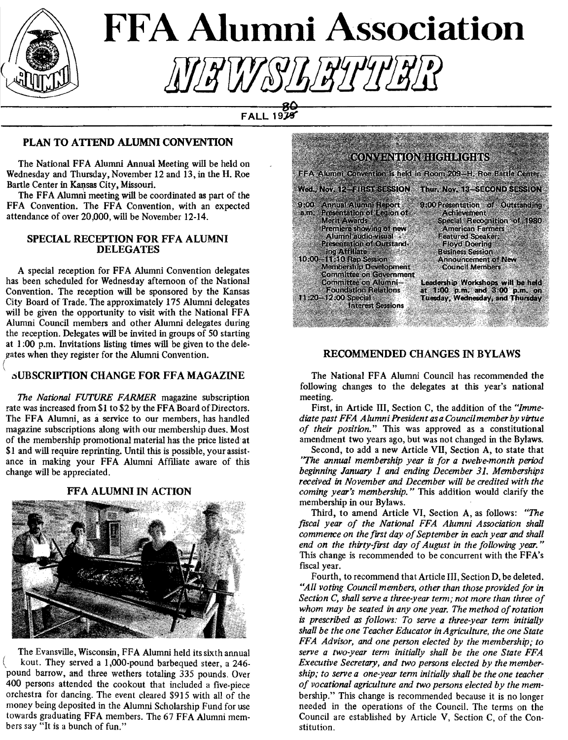# FFA Alumni Association

# NEWSLETTER

FALL 1980

## PLAN TO ATTEND ALUMNI CONVENTION

The National FFA Alumni Annual Meeting will be held on Wednesday and Thursday, November 12 and 13, in the H. Roe Bartle Center in Kansas City, Missouri.

The FFA Alumni meeting will be coordinated as part of the FFA Convention. The FFA Convention, with an expected attendance of over 20,000, will be November 12-14.

## SPECIAL RECEPTION FOR FFA ALUMNI DELEGATES

A special reception for FFA Alumni Convention delegates has been scheduled for Wednesday afternoon of the National Convention. The reception will be sponsored by the Kansas City Board of Trade. The approximately 175 Alumni delegates will be given the opportunity to visit with the National FFA Alumni Council members and other Alumni delegates during the reception. Delegates will be invited in groups of 50 starting at 1:00 p.m. Invitations listing times will be given to the delegates when they register for the Alumni Convention.

## SUBSCRIPTION CHANGE FOR FFA MAGAZINE

*The National FUTURE FARMER* magazine subscription rate was increased from $1 to $2 by the FFA Board of Directors. The FFA Alumni, as a service to our members, has handled magazine subscriptions along with our membership dues. Most of the membership promotional material has the price listed at $1 and will require reprinting. Until this is possible, your assistance in making your FFA Alumni Affiliate aware of this change will be appreciated.

## FFA ALUMNI IN ACTION

The Evansville, Wisconsin, FFA Alumni held its sixth annual cookout. They served a 1,000-pound barbequed steer, a 246-pound barrow, and three wethers totaling 335 pounds. Over 400 persons attended the cookout that included a five-piece orchestra for dancing. The event cleared $915 with all of the money being deposited in the Alumni Scholarship Fund for use towards graduating FFA members. The 67 FFA Alumni members say "It is a bunch of fun."

## CONVENTION HIGHLIGHTS

FFA Alumni Convention is held in Room 209—H. Roe Bartle Center

**Wed., Nov. 12—FIRST SESSION**

- 9:00 a.m. Annual Alumni Report
  - Presentation of Legion of Merit Awards
  - Premiere showing of new Alumni audio-visual
  - Presentation of Outstanding Affiliate
- 10:00–11:10 Rap Session
  - Membership Development
  - Committee on Government
  - Committee on Alumni—Foundation Relations
- 11:20–12:00 Special Interest Sessions

**Thur. Nov. 13—SECOND SESSION**

- 9:00 Presentation of Outstanding Achievement
  - Special Recognition of 1980 American Farmers
  - Featured Speaker: Floyd Doering
  - Business Session
  - Announcement of New Council Members

Leadership Workshops will be held at 1:00 p.m. and 3:00 p.m. on Tuesday, Wednesday, and Thursday

## RECOMMENDED CHANGES IN BYLAWS

The National FFA Alumni Council has recommended the following changes to the delegates at this year's national meeting.

First, in Article III, Section C, the addition of the *"Immediate past FFA Alumni President as a Council member by virtue of their position."* This was approved as a constitutional amendment two years ago, but was not changed in the Bylaws.

Second, to add a new Article VII, Section A, to state that *"The annual membership year is for a twelve-month period beginning January 1 and ending December 31. Memberships received in November and December will be credited with the coming year's membership."* This addition would clarify the membership in our Bylaws.

Third, to amend Article VI, Section A, as follows: *"The fiscal year of the National FFA Alumni Association shall commence on the first day of September in each year and shall end on the thirty-first day of August in the following year."* This change is recommended to be concurrent with the FFA's fiscal year.

Fourth, to recommend that Article III, Section D, be deleted. *"All voting Council members, other than those provided for in Section C, shall serve a three-year term; not more than three of whom may be seated in any one year. The method of rotation is prescribed as follows: To serve a three-year term initially shall be the one Teacher Educator in Agriculture, the one State FFA Advisor, and one person elected by the membership; to serve a two-year term initially shall be the one State FFA Executive Secretary, and two persons elected by the membership; to serve a one-year term initially shall be the one teacher of vocational agriculture and two persons elected by the membership."* This change is recommended because it is no longer needed in the operations of the Council. The terms on the Council are established by Article V, Section C, of the Constitution.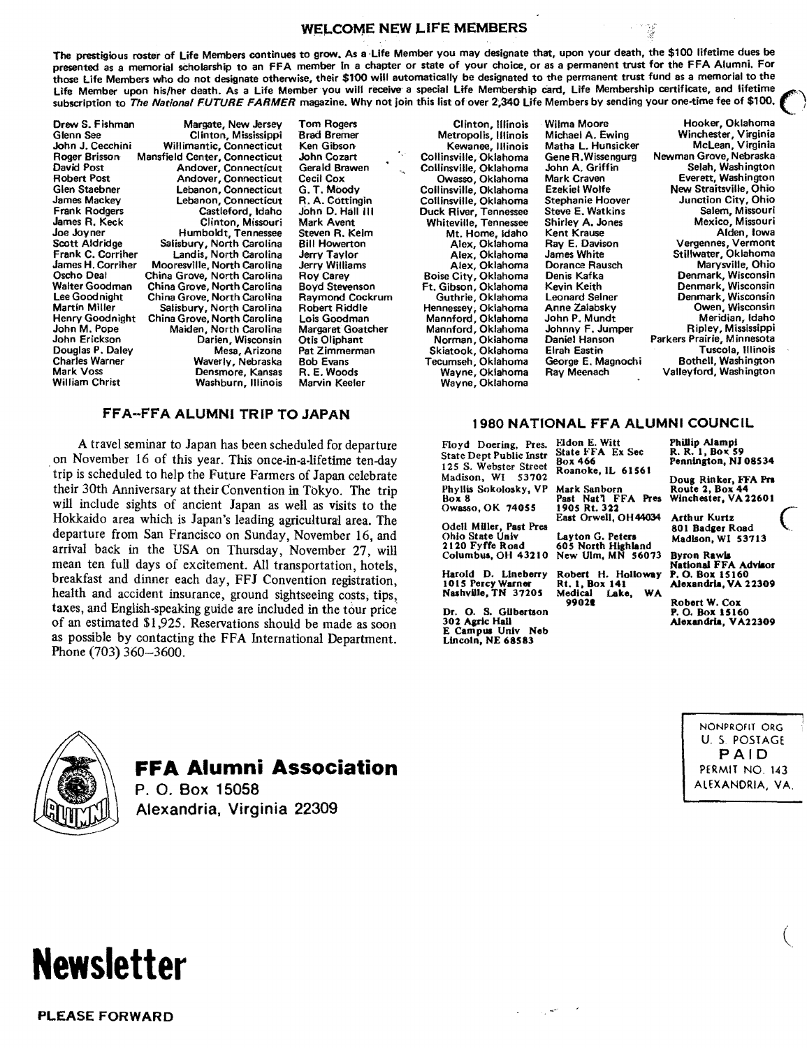## WELCOME NEW LIFE MEMBERS

The prestigious roster of Life Members continues to grow. As a Life Member you may designate that, upon your death, the $100 lifetime dues be presented as a memorial scholarship to an FFA member in a chapter or state of your choice, or as a permanent trust for the FFA Alumni. For those Life Members who do not designate otherwise, their $100 will automatically be designated to the permanent trust fund as a memorial to the Life Member upon his/her death. As a Life Member you will receive a special Life Membership card, Life Membership certificate, and lifetime subscription to *The National FUTURE FARMER* magazine. Why not join this list of over 2,340 Life Members by sending your one-time fee of $100.

| Name | Location |
|---|---|
| Drew S. Fishman | Margate, New Jersey |
| Glenn See | Clinton, Mississippi |
| John J. Cecchini | Willimantic, Connecticut |
| Roger Brisson | Mansfield Center, Connecticut |
| David Post | Andover, Connecticut |
| Robert Post | Andover, Connecticut |
| Glen Staebner | Lebanon, Connecticut |
| James Mackey | Lebanon, Connecticut |
| Frank Rodgers | Castleford, Idaho |
| James R. Keck | Clinton, Missouri |
| Joe Joyner | Humboldt, Tennessee |
| Scott Aldridge | Salisbury, North Carolina |
| Frank C. Corriher | Landis, North Carolina |
| James H. Corriher | Mooresville, North Carolina |
| Oscho Deal | China Grove, North Carolina |
| Walter Goodman | China Grove, North Carolina |
| Lee Goodnight | China Grove, North Carolina |
| Martin Miller | Salisbury, North Carolina |
| Henry Goodnight | China Grove, North Carolina |
| John M. Pope | Maiden, North Carolina |
| John Erickson | Darien, Wisconsin |
| Douglas P. Daley | Mesa, Arizona |
| Charles Warner | Waverly, Nebraska |
| Mark Voss | Densmore, Kansas |
| William Christ | Washburn, Illinois |
| Tom Rogers | Clinton, Illinois |
| Brad Bremer | Metropolis, Illinois |
| Ken Gibson | Kewanee, Illinois |
| John Cozart | Collinsville, Oklahoma |
| Gerald Brawen | Collinsville, Oklahoma |
| Cecil Cox | Owasso, Oklahoma |
| G. T. Moody | Collinsville, Oklahoma |
| R. A. Cottingin | Collinsville, Oklahoma |
| John D. Hall III | Duck River, Tennessee |
| Mark Avent | Whiteville, Tennessee |
| Steven R. Keim | Mt. Home, Idaho |
| Bill Howerton | Alex, Oklahoma |
| Jerry Taylor | Alex, Oklahoma |
| Jerry Williams | Alex, Oklahoma |
| Roy Carey | Boise City, Oklahoma |
| Boyd Stevenson | Ft. Gibson, Oklahoma |
| Raymond Cockrum | Guthrie, Oklahoma |
| Robert Riddle | Hennessey, Oklahoma |
| Lois Goodman | Mannford, Oklahoma |
| Margaret Goatcher | Mannford, Oklahoma |
| Otis Oliphant | Norman, Oklahoma |
| Pat Zimmerman | Skiatook, Oklahoma |
| Bob Evans | Tecumseh, Oklahoma |
| R. E. Woods | Wayne, Oklahoma |
| Marvin Keeler | Wayne, Oklahoma |
| Wilma Moore | Hooker, Oklahoma |
| Michael A. Ewing | Winchester, Virginia |
| Matha L. Hunsicker | McLean, Virginia |
| Gene R. Wissengurg | Newman Grove, Nebraska |
| John A. Griffin | Selah, Washington |
| Mark Craven | Everett, Washington |
| Ezekiel Wolfe | New Straitsville, Ohio |
| Stephanie Hoover | Junction City, Ohio |
| Steve E. Watkins | Salem, Missouri |
| Shirley A. Jones | Mexico, Missouri |
| Kent Krause | Alden, Iowa |
| Ray E. Davison | Vergennes, Vermont |
| James White | Stillwater, Oklahoma |
| Dorance Rausch | Marysville, Ohio |
| Denis Kafka | Denmark, Wisconsin |
| Kevin Keith | Denmark, Wisconsin |
| Leonard Selner | Denmark, Wisconsin |
| Anne Zalabsky | Owen, Wisconsin |
| John P. Mundt | Meridian, Idaho |
| Johnny F. Jumper | Ripley, Mississippi |
| Daniel Hanson | Parkers Prairie, Minnesota |
| Elrah Eastin | Tuscola, Illinois |
| George E. Magnochi | Bothell, Washington |
| Ray Meenach | Valleyford, Washington |

## FFA–FFA ALUMNI TRIP TO JAPAN

A travel seminar to Japan has been scheduled for departure on November 16 of this year. This once-in-a-lifetime ten-day trip is scheduled to help the Future Farmers of Japan celebrate their 30th Anniversary at their Convention in Tokyo. The trip will include sights of ancient Japan as well as visits to the Hokkaido area which is Japan's leading agricultural area. The departure from San Francisco on Sunday, November 16, and arrival back in the USA on Thursday, November 27, will mean ten full days of excitement. All transportation, hotels, breakfast and dinner each day, FFJ Convention registration, health and accident insurance, ground sightseeing costs, tips, taxes, and English-speaking guide are included in the tour price of an estimated $1,925. Reservations should be made as soon as possible by contacting the FFA International Department. Phone (703) 360–3600.

## 1980 NATIONAL FFA ALUMNI COUNCIL

Floyd Doering, Pres.
State Dept Public Instr
125 S. Webster Street
Madison, WI 53702

Phyllis Sokolosky, VP
Box 8
Owasso, OK 74055

Odell Miller, Past Pres
Ohio State Univ
2120 Fyffe Road
Columbus, OH 43210

Harold D. Lineberry
1015 Percy Warner
Nashville, TN 37205

Dr. O. S. Gilbertson
302 Agric Hall
E Campus Univ Neb
Lincoln, NE 68583

Eldon E. Witt
State FFA Ex Sec
Box 466
Roanoke, IL 61561

Mark Sanborn
Past Nat'l FFA Pres
1905 Rt. 322
East Orwell, OH 44034

Layton G. Peters
605 North Highland
New Ulm, MN 56073

Robert H. Holloway
Rt. 1, Box 141
Medical Lake, WA 99022

Phillip Alampi
R. R. 1, Box 59
Pennington, NJ 08534

Doug Rinker, FFA Pres
Route 2, Box 44
Winchester, VA 22601

Arthur Kurtz
801 Badger Road
Madison, WI 53713

Byron Rawls
National FFA Advisor
P. O. Box 15160
Alexandria, VA 22309

Robert W. Cox
P. O. Box 15160
Alexandria, VA 22309

**FFA Alumni Association**
P. O. Box 15058
Alexandria, Virginia 22309

NONPROFIT ORG
U. S. POSTAGE
PAID
PERMIT NO. 143
ALEXANDRIA, VA.

# Newsletter

**PLEASE FORWARD**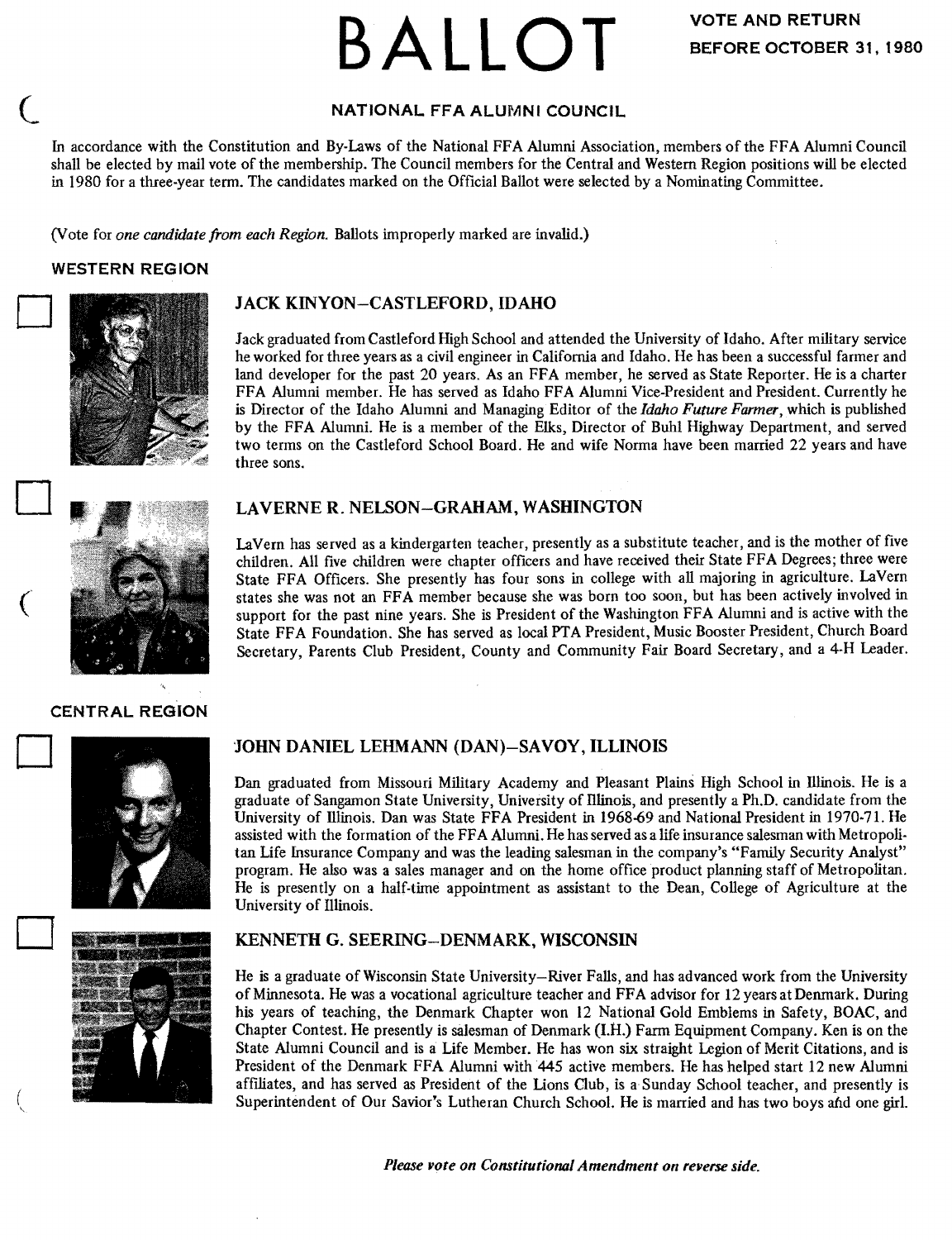# BALLOT

**VOTE AND RETURN BEFORE OCTOBER 31, 1980**

## NATIONAL FFA ALUMNI COUNCIL

In accordance with the Constitution and By-Laws of the National FFA Alumni Association, members of the FFA Alumni Council shall be elected by mail vote of the membership. The Council members for the Central and Western Region positions will be elected in 1980 for a three-year term. The candidates marked on the Official Ballot were selected by a Nominating Committee.

(Vote for *one candidate from each Region.* Ballots improperly marked are invalid.)

### WESTERN REGION

☐ **JACK KINYON–CASTLEFORD, IDAHO**

Jack graduated from Castleford High School and attended the University of Idaho. After military service he worked for three years as a civil engineer in California and Idaho. He has been a successful farmer and land developer for the past 20 years. As an FFA member, he served as State Reporter. He is a charter FFA Alumni member. He has served as Idaho FFA Alumni Vice-President and President. Currently he is Director of the Idaho Alumni and Managing Editor of the *Idaho Future Farmer*, which is published by the FFA Alumni. He is a member of the Elks, Director of Buhl Highway Department, and served two terms on the Castleford School Board. He and wife Norma have been married 22 years and have three sons.

☐ **LAVERNE R. NELSON–GRAHAM, WASHINGTON**

LaVern has served as a kindergarten teacher, presently as a substitute teacher, and is the mother of five children. All five children were chapter officers and have received their State FFA Degrees; three were State FFA Officers. She presently has four sons in college with all majoring in agriculture. LaVern states she was not an FFA member because she was born too soon, but has been actively involved in support for the past nine years. She is President of the Washington FFA Alumni and is active with the State FFA Foundation. She has served as local PTA President, Music Booster President, Church Board Secretary, Parents Club President, County and Community Fair Board Secretary, and a 4-H Leader.

### CENTRAL REGION

☐ **JOHN DANIEL LEHMANN (DAN)–SAVOY, ILLINOIS**

Dan graduated from Missouri Military Academy and Pleasant Plains High School in Illinois. He is a graduate of Sangamon State University, University of Illinois, and presently a Ph.D. candidate from the University of Illinois. Dan was State FFA President in 1968-69 and National President in 1970-71. He assisted with the formation of the FFA Alumni. He has served as a life insurance salesman with Metropolitan Life Insurance Company and was the leading salesman in the company's "Family Security Analyst" program. He also was a sales manager and on the home office product planning staff of Metropolitan. He is presently on a half-time appointment as assistant to the Dean, College of Agriculture at the University of Illinois.

☐ **KENNETH G. SEERING–DENMARK, WISCONSIN**

He is a graduate of Wisconsin State University–River Falls, and has advanced work from the University of Minnesota. He was a vocational agriculture teacher and FFA advisor for 12 years at Denmark. During his years of teaching, the Denmark Chapter won 12 National Gold Emblems in Safety, BOAC, and Chapter Contest. He presently is salesman of Denmark (I.H.) Farm Equipment Company. Ken is on the State Alumni Council and is a Life Member. He has won six straight Legion of Merit Citations, and is President of the Denmark FFA Alumni with 445 active members. He has helped start 12 new Alumni affiliates, and has served as President of the Lions Club, is a Sunday School teacher, and presently is Superintendent of Our Savior's Lutheran Church School. He is married and has two boys and one girl.

***Please vote on Constitutional Amendment on reverse side.***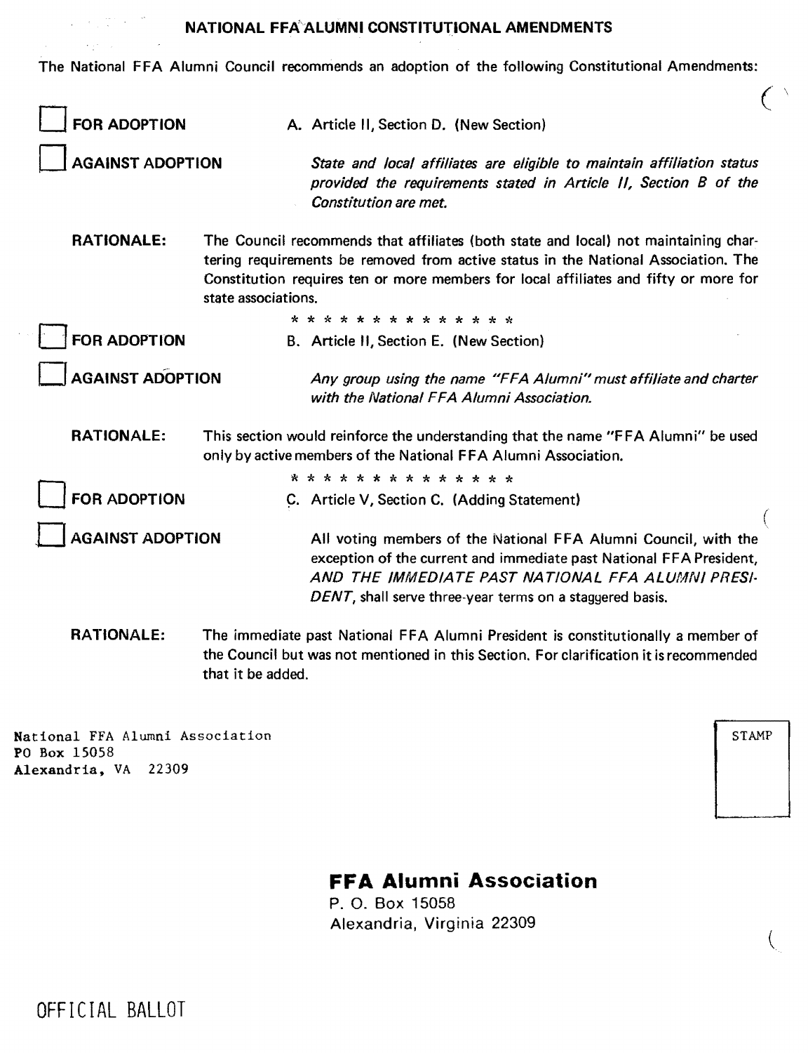## NATIONAL FFA ALUMNI CONSTITUTIONAL AMENDMENTS

The National FFA Alumni Council recommends an adoption of the following Constitutional Amendments:

☐ **FOR ADOPTION**

☐ **AGAINST ADOPTION**

A. Article II, Section D. (New Section)

*State and local affiliates are eligible to maintain affiliation status provided the requirements stated in Article II, Section B of the Constitution are met.*

**RATIONALE:** The Council recommends that affiliates (both state and local) not maintaining chartering requirements be removed from active status in the National Association. The Constitution requires ten or more members for local affiliates and fifty or more for state associations.

* * * * * * * * * * * * * *

☐ **FOR ADOPTION**

☐ **AGAINST ADOPTION**

B. Article II, Section E. (New Section)

*Any group using the name "FFA Alumni" must affiliate and charter with the National FFA Alumni Association.*

**RATIONALE:** This section would reinforce the understanding that the name "FFA Alumni" be used only by active members of the National FFA Alumni Association.

* * * * * * * * * * * * * *

☐ **FOR ADOPTION**

☐ **AGAINST ADOPTION**

C. Article V, Section C. (Adding Statement)

All voting members of the National FFA Alumni Council, with the exception of the current and immediate past National FFA President, *AND THE IMMEDIATE PAST NATIONAL FFA ALUMNI PRESIDENT*, shall serve three-year terms on a staggered basis.

**RATIONALE:** The immediate past National FFA Alumni President is constitutionally a member of the Council but was not mentioned in this Section. For clarification it is recommended that it be added.

National FFA Alumni Association
PO Box 15058
Alexandria, VA 22309

STAMP

**FFA Alumni Association**
P. O. Box 15058
Alexandria, Virginia 22309

OFFICIAL BALLOT